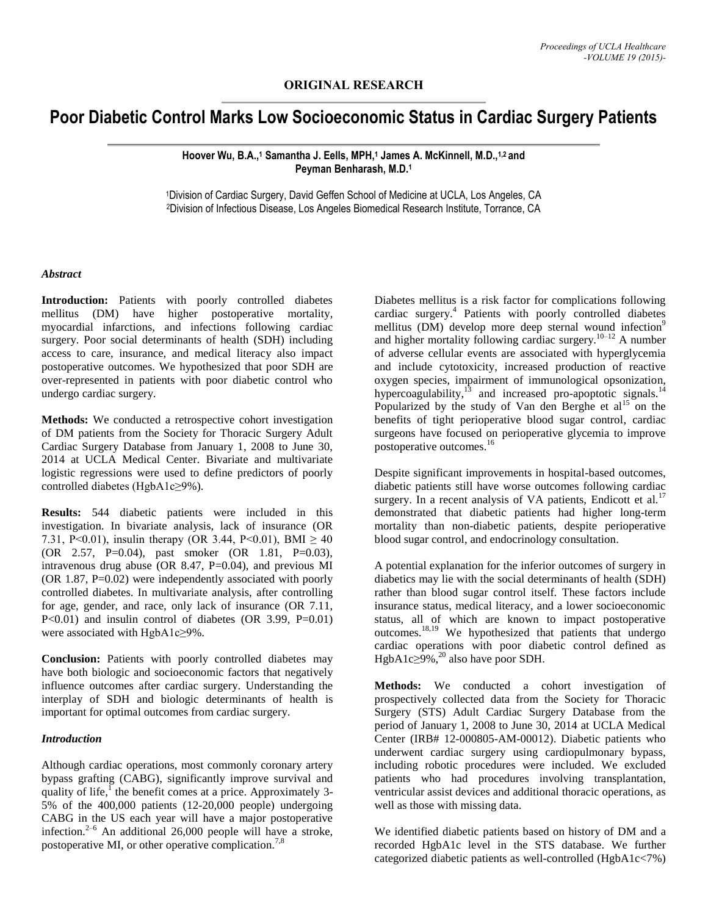ORIGINAL RESEARCH

# Poor Diabetic Control Marks Low Socioeconomic Status in Cardiac Surgery Patients

**Hoover Wu, B.A.,[1] Samantha J. Eells, MPH,[1] James A. McKinnell, M.D.,[1,2] and Peyman Benharash, M.D.[1]**

[1]Division of Cardiac Surgery, David Geffen School of Medicine at UCLA, Los Angeles, CA
[2]Division of Infectious Disease, Los Angeles Biomedical Research Institute, Torrance, CA

### *Abstract*

**Introduction:** Patients with poorly controlled diabetes mellitus (DM) have higher postoperative mortality, myocardial infarctions, and infections following cardiac surgery. Poor social determinants of health (SDH) including access to care, insurance, and medical literacy also impact postoperative outcomes. We hypothesized that poor SDH are over-represented in patients with poor diabetic control who undergo cardiac surgery.

**Methods:** We conducted a retrospective cohort investigation of DM patients from the Society for Thoracic Surgery Adult Cardiac Surgery Database from January 1, 2008 to June 30, 2014 at UCLA Medical Center. Bivariate and multivariate logistic regressions were used to define predictors of poorly controlled diabetes (HgbA1c≥9%).

**Results:** 544 diabetic patients were included in this investigation. In bivariate analysis, lack of insurance (OR 7.31, P<0.01), insulin therapy (OR 3.44, P<0.01), BMI ≥ 40 (OR 2.57, P=0.04), past smoker (OR 1.81, P=0.03), intravenous drug abuse (OR 8.47, P=0.04), and previous MI (OR 1.87, P=0.02) were independently associated with poorly controlled diabetes. In multivariate analysis, after controlling for age, gender, and race, only lack of insurance (OR 7.11, P<0.01) and insulin control of diabetes (OR 3.99, P=0.01) were associated with HgbA1c≥9%.

**Conclusion:** Patients with poorly controlled diabetes may have both biologic and socioeconomic factors that negatively influence outcomes after cardiac surgery. Understanding the interplay of SDH and biologic determinants of health is important for optimal outcomes from cardiac surgery.

### *Introduction*

Although cardiac operations, most commonly coronary artery bypass grafting (CABG), significantly improve survival and quality of life,[1] the benefit comes at a price. Approximately 3-5% of the 400,000 patients (12-20,000 people) undergoing CABG in the US each year will have a major postoperative infection.[2–6] An additional 26,000 people will have a stroke, postoperative MI, or other operative complication.[7,8]

Diabetes mellitus is a risk factor for complications following cardiac surgery.[4] Patients with poorly controlled diabetes mellitus (DM) develop more deep sternal wound infection[9] and higher mortality following cardiac surgery.[10–12] A number of adverse cellular events are associated with hyperglycemia and include cytotoxicity, increased production of reactive oxygen species, impairment of immunological opsonization, hypercoagulability,[13] and increased pro-apoptotic signals.[14] Popularized by the study of Van den Berghe et al[15] on the benefits of tight perioperative blood sugar control, cardiac surgeons have focused on perioperative glycemia to improve postoperative outcomes.[16]

Despite significant improvements in hospital-based outcomes, diabetic patients still have worse outcomes following cardiac surgery. In a recent analysis of VA patients, Endicott et al.[17] demonstrated that diabetic patients had higher long-term mortality than non-diabetic patients, despite perioperative blood sugar control, and endocrinology consultation.

A potential explanation for the inferior outcomes of surgery in diabetics may lie with the social determinants of health (SDH) rather than blood sugar control itself. These factors include insurance status, medical literacy, and a lower socioeconomic status, all of which are known to impact postoperative outcomes.[18,19] We hypothesized that patients that undergo cardiac operations with poor diabetic control defined as HgbA1c≥9%,[20] also have poor SDH.

**Methods:** We conducted a cohort investigation of prospectively collected data from the Society for Thoracic Surgery (STS) Adult Cardiac Surgery Database from the period of January 1, 2008 to June 30, 2014 at UCLA Medical Center (IRB# 12-000805-AM-00012). Diabetic patients who underwent cardiac surgery using cardiopulmonary bypass, including robotic procedures were included. We excluded patients who had procedures involving transplantation, ventricular assist devices and additional thoracic operations, as well as those with missing data.

We identified diabetic patients based on history of DM and a recorded HgbA1c level in the STS database. We further categorized diabetic patients as well-controlled (HgbA1c<7%)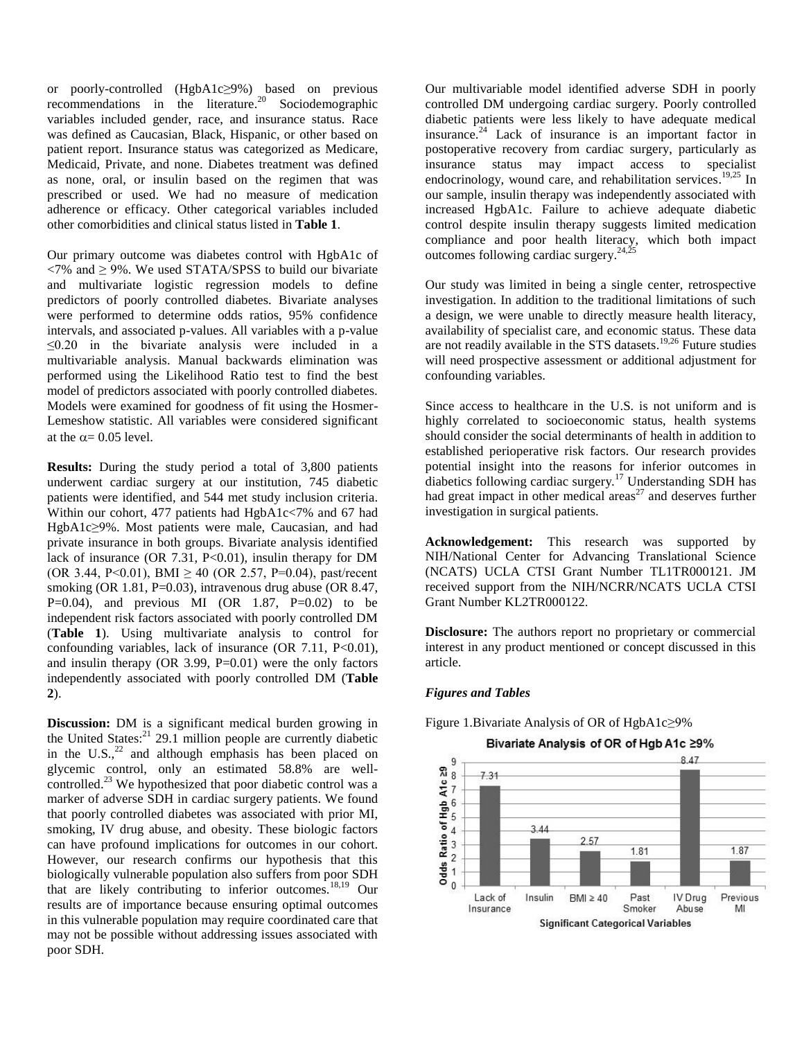or poorly-controlled (HgbA1c≥9%) based on previous recommendations in the literature.[20] Sociodemographic variables included gender, race, and insurance status. Race was defined as Caucasian, Black, Hispanic, or other based on patient report. Insurance status was categorized as Medicare, Medicaid, Private, and none. Diabetes treatment was defined as none, oral, or insulin based on the regimen that was prescribed or used. We had no measure of medication adherence or efficacy. Other categorical variables included other comorbidities and clinical status listed in **Table 1**.

Our primary outcome was diabetes control with HgbA1c of <7% and ≥ 9%. We used STATA/SPSS to build our bivariate and multivariate logistic regression models to define predictors of poorly controlled diabetes. Bivariate analyses were performed to determine odds ratios, 95% confidence intervals, and associated p-values. All variables with a p-value ≤0.20 in the bivariate analysis were included in a multivariable analysis. Manual backwards elimination was performed using the Likelihood Ratio test to find the best model of predictors associated with poorly controlled diabetes. Models were examined for goodness of fit using the Hosmer-Lemeshow statistic. All variables were considered significant at the $\alpha = 0.05$ level.

**Results:** During the study period a total of 3,800 patients underwent cardiac surgery at our institution, 745 diabetic patients were identified, and 544 met study inclusion criteria. Within our cohort, 477 patients had HgbA1c<7% and 67 had HgbA1c≥9%. Most patients were male, Caucasian, and had private insurance in both groups. Bivariate analysis identified lack of insurance (OR 7.31, P<0.01), insulin therapy for DM (OR 3.44, P<0.01), BMI ≥ 40 (OR 2.57, P=0.04), past/recent smoking (OR 1.81, P=0.03), intravenous drug abuse (OR 8.47, P=0.04), and previous MI (OR 1.87, P=0.02) to be independent risk factors associated with poorly controlled DM (**Table 1**). Using multivariate analysis to control for confounding variables, lack of insurance (OR 7.11, P<0.01), and insulin therapy (OR 3.99, P=0.01) were the only factors independently associated with poorly controlled DM (**Table 2**).

**Discussion:** DM is a significant medical burden growing in the United States:[21] 29.1 million people are currently diabetic in the U.S.,[22] and although emphasis has been placed on glycemic control, only an estimated 58.8% are well-controlled.[23] We hypothesized that poor diabetic control was a marker of adverse SDH in cardiac surgery patients. We found that poorly controlled diabetes was associated with prior MI, smoking, IV drug abuse, and obesity. These biologic factors can have profound implications for outcomes in our cohort. However, our research confirms our hypothesis that this biologically vulnerable population also suffers from poor SDH that are likely contributing to inferior outcomes.[18,19] Our results are of importance because ensuring optimal outcomes in this vulnerable population may require coordinated care that may not be possible without addressing issues associated with poor SDH.

Our multivariable model identified adverse SDH in poorly controlled DM undergoing cardiac surgery. Poorly controlled diabetic patients were less likely to have adequate medical insurance.[24] Lack of insurance is an important factor in postoperative recovery from cardiac surgery, particularly as insurance status may impact access to specialist endocrinology, wound care, and rehabilitation services.[19,25] In our sample, insulin therapy was independently associated with increased HgbA1c. Failure to achieve adequate diabetic control despite insulin therapy suggests limited medication compliance and poor health literacy, which both impact outcomes following cardiac surgery.[24,25]

Our study was limited in being a single center, retrospective investigation. In addition to the traditional limitations of such a design, we were unable to directly measure health literacy, availability of specialist care, and economic status. These data are not readily available in the STS datasets.[19,26] Future studies will need prospective assessment or additional adjustment for confounding variables.

Since access to healthcare in the U.S. is not uniform and is highly correlated to socioeconomic status, health systems should consider the social determinants of health in addition to established perioperative risk factors. Our research provides potential insight into the reasons for inferior outcomes in diabetics following cardiac surgery.[17] Understanding SDH has had great impact in other medical areas[27] and deserves further investigation in surgical patients.

**Acknowledgement:** This research was supported by NIH/National Center for Advancing Translational Science (NCATS) UCLA CTSI Grant Number TL1TR000121. JM received support from the NIH/NCRR/NCATS UCLA CTSI Grant Number KL2TR000122.

**Disclosure:** The authors report no proprietary or commercial interest in any product mentioned or concept discussed in this article.

***Figures and Tables***

Figure 1.Bivariate Analysis of OR of HgbA1c≥9%

Bivariate Analysis of OR of Hgb A1c ≥9%

| Significant Categorical Variables | Odds Ratio of Hgb A1c ≥9 |
| --- | --- |
| Lack of Insurance | 7.31 |
| Insulin | 3.44 |
| BMI ≥ 40 | 2.57 |
| Past Smoker | 1.81 |
| IV Drug Abuse | 8.47 |
| Previous MI | 1.87 |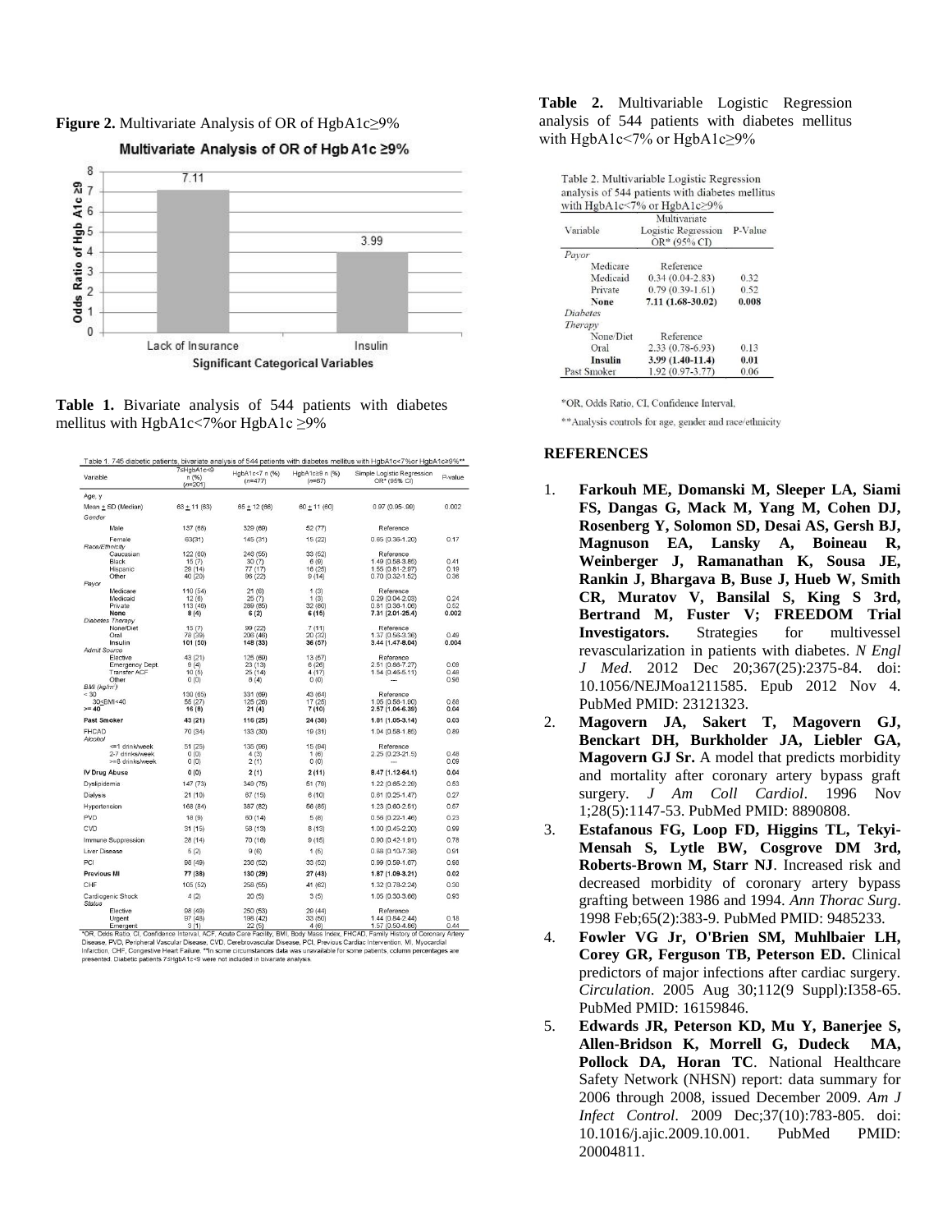**Figure 2.** Multivariate Analysis of OR of HgbA1c≥9%

**Table 1.** Bivariate analysis of 544 patients with diabetes mellitus with HgbA1c<7%or HgbA1c ≥9%

Table 1. 745 diabetic patients, bivariate analysis of 544 patients with diabetes mellitus with HgbA1c<7%or HgbA1c≥9%**

| Variable | 7≤HgbA1c<9 n (%) (n=201) | HgbA1c<7 n (%) (n=477) | HgbA1c≥9 n (%) (n=67) | Simple Logistic Regression OR* (95% CI) | P-value |
|---|---|---|---|---|---|
| Age, y | | | | | |
| Mean ± SD (Median) | 63 ± 11 (63) | 65 ± 12 (66) | 60 ± 11 (60) | 0.97 (0.95-.99) | 0.002 |
| Gender | | | | | |
| Male | 137 (68) | 329 (69) | 52 (77) | Reference | |
| Female | 63(31) | 145 (31) | 15 (22) | 0.65 (0.36-1.20) | 0.17 |
| Race/Ethnicity | | | | | |
| Caucasian | 122 (60) | 246 (55) | 33 (52) | Reference | |
| Black | 15 (7) | 30 (7) | 6 (9) | 1.49 (0.58-3.85) | 0.41 |
| Hispanic | 28 (14) | 77 (17) | 16 (25) | 1.55 (0.81-2.97) | 0.19 |
| Other | 40 (20) | 96 (22) | 9 (14) | 0.70 (0.32-1.52) | 0.36 |
| Payor | | | | | |
| Medicare | 110 (54) | 21 (6) | 1 (3) | Reference | |
| Medicaid | 12 (6) | 25 (7) | 1 (3) | 0.29 (0.04-2.03) | 0.24 |
| Private | 113 (48) | 289 (85) | 32 (80) | 0.81 (0.36-1.06) | 0.52 |
| **None** | **8 (4)** | **6 (2)** | **6 (15)** | **7.31 (2.01-25.4)** | **0.002** |
| Diabetes Therapy | | | | | |
| None/Diet | 15 (7) | 99 (22) | 7 (11) | Reference | |
| Oral | 78 (39) | 208 (46) | 20 (32) | 1.37 (0.56-3.36) | 0.49 |
| **Insulin** | **101 (50)** | **148 (33)** | **36 (57)** | **3.44 (1.47-8.04)** | **0.004** |
| Admit Source | | | | | |
| Elective | 43 (21) | 125 (69) | 13 (57) | Reference | |
| Emergency Dept. | 9 (4) | 23 (13) | 6 (26) | 2.51 (0.86-7.27) | 0.09 |
| Transfer ACF | 10 (5) | 25 (14) | 4 (17) | 1.54 (0.46-5.11) | 0.48 |
| Other | 0 (0) | 8 (4) | 0 (0) | --- | 0.98 |
| BMI (kg/m²) | | | | | |
| < 30 | 130 (65) | 331 (69) | 43 (64) | Reference | |
| 30≤BMI<40 | 55 (27) | 125 (26) | 17 (25) | 1.05 (0.58-1.90) | 0.88 |
| **>= 40** | **16 (8)** | **21 (4)** | **7 (10)** | **2.57 (1.04-6.36)** | **0.04** |
| **Past Smoker** | **43 (21)** | **116 (25)** | **24 (36)** | **1.81 (1.05-3.14)** | **0.03** |
| FHCAD | 70 (34) | 133 (30) | 19 (31) | 1.04 (0.58-1.85) | 0.89 |
| Alcohol | | | | | |
| <=1 drink/week | 51 (25) | 135 (96) | 15 (94) | Reference | |
| 2-7 drinks/week | 0 (0) | 4 (3) | 1 (6) | 2.25 (0.23-21.5) | 0.48 |
| >=8 drinks/week | 0 (0) | 2 (1) | 0 (0) | --- | 0.09 |
| **IV Drug Abuse** | **0 (0)** | **2 (1)** | **2 (11)** | **8.47 (1.12-64.1)** | **0.04** |
| Dyslipidemia | 147 (73) | 349 (75) | 51 (76) | 1.22 (0.65-2.29) | 0.53 |
| Dialysis | 21 (10) | 67 (15) | 6 (10) | 0.61 (0.25-1.47) | 0.27 |
| Hypertension | 168 (84) | 387 (82) | 56 (85) | 1.23 (0.60-2.51) | 0.57 |
| PVD | 18 (9) | 60 (14) | 5 (8) | 0.56 (0.22-1.46) | 0.23 |
| CVD | 31 (15) | 58 (13) | 8 (13) | 1.00 (0.45-2.20) | 0.99 |
| Immune Suppression | 28 (14) | 70 (16) | 9 (15) | 0.90 (0.42-1.91) | 0.78 |
| Liver Disease | 5 (2) | 9 (6) | 1 (5) | 0.88 (0.10-7.38) | 0.91 |
| PCI | 98 (49) | 236 (52) | 33 (52) | 0.99 (0.59-1.67) | 0.98 |
| **Previous MI** | **77 (38)** | **130 (29)** | **27 (43)** | **1.87 (1.09-3.21)** | **0.02** |
| CHF | 105 (52) | 258 (55) | 41 (62) | 1.32 (0.78-2.24) | 0.30 |
| Cardiogenic Shock | 4 (2) | 20 (5) | 3 (5) | 1.05 (0.30-3.66) | 0.93 |
| Status | | | | | |
| Elective | 98 (49) | 250 (53) | 28 (44) | Reference | |
| Urgent | 97 (48) | 198 (42) | 33 (50) | 1.44 (0.84-2.44) | 0.18 |
| Emergent | 3 (1) | 22 (5) | 4 (6) | 1.57 (0.50-4.86) | 0.44 |

*OR, Odds Ratio, CI, Confidence Interval, ACF, Acute Care Facility, BMI, Body Mass Index, FHCAD, Family History of Coronary Artery Disease, PVD, Peripheral Vascular Disease, CVD, Cerebrovascular Disease, PCI, Previous Cardiac Intervention, MI, Myocardial Infarction, CHF, Congestive Heart Failure. **In some circumstances data was unavailable for some patients, column percentages are presented. Diabetic patients 7≤HgbA1c<9 were not included in bivariate analysis.

**Table 2.** Multivariable Logistic Regression analysis of 544 patients with diabetes mellitus with HgbA1c<7% or HgbA1c≥9%

Table 2. Multivariable Logistic Regression analysis of 544 patients with diabetes mellitus with HgbA1c<7% or HgbA1c≥9%

| Variable | Multivariate Logistic Regression OR* (95% CI) | P-Value |
|---|---|---|
| Payor | | |
| Medicare | Reference | |
| Medicaid | 0.34 (0.04-2.83) | 0.32 |
| Private | 0.79 (0.39-1.61) | 0.52 |
| **None** | **7.11 (1.68-30.02)** | **0.008** |
| Diabetes Therapy | | |
| None/Diet | Reference | |
| Oral | 2.33 (0.78-6.93) | 0.13 |
| **Insulin** | **3.99 (1.40-11.4)** | **0.01** |
| Past Smoker | 1.92 (0.97-3.77) | 0.06 |

*OR, Odds Ratio, CI, Confidence Interval,

**Analysis controls for age, gender and race/ethnicity

## REFERENCES

1. **Farkouh ME, Domanski M, Sleeper LA, Siami FS, Dangas G, Mack M, Yang M, Cohen DJ, Rosenberg Y, Solomon SD, Desai AS, Gersh BJ, Magnuson EA, Lansky A, Boineau R, Weinberger J, Ramanathan K, Sousa JE, Rankin J, Bhargava B, Buse J, Hueb W, Smith CR, Muratov V, Bansilal S, King S 3rd, Bertrand M, Fuster V; FREEDOM Trial Investigators.** Strategies for multivessel revascularization in patients with diabetes. *N Engl J Med*. 2012 Dec 20;367(25):2375-84. doi: 10.1056/NEJMoa1211585. Epub 2012 Nov 4. PubMed PMID: 23121323.
2. **Magovern JA, Sakert T, Magovern GJ, Benckart DH, Burkholder JA, Liebler GA, Magovern GJ Sr.** A model that predicts morbidity and mortality after coronary artery bypass graft surgery. *J Am Coll Cardiol*. 1996 Nov 1;28(5):1147-53. PubMed PMID: 8890808.
3. **Estafanous FG, Loop FD, Higgins TL, Tekyi-Mensah S, Lytle BW, Cosgrove DM 3rd, Roberts-Brown M, Starr NJ**. Increased risk and decreased morbidity of coronary artery bypass grafting between 1986 and 1994. *Ann Thorac Surg*. 1998 Feb;65(2):383-9. PubMed PMID: 9485233.
4. **Fowler VG Jr, O'Brien SM, Muhlbaier LH, Corey GR, Ferguson TB, Peterson ED.** Clinical predictors of major infections after cardiac surgery. *Circulation*. 2005 Aug 30;112(9 Suppl):I358-65. PubMed PMID: 16159846.
5. **Edwards JR, Peterson KD, Mu Y, Banerjee S, Allen-Bridson K, Morrell G, Dudeck MA, Pollock DA, Horan TC**. National Healthcare Safety Network (NHSN) report: data summary for 2006 through 2008, issued December 2009. *Am J Infect Control*. 2009 Dec;37(10):783-805. doi: 10.1016/j.ajic.2009.10.001. PubMed PMID: 20004811.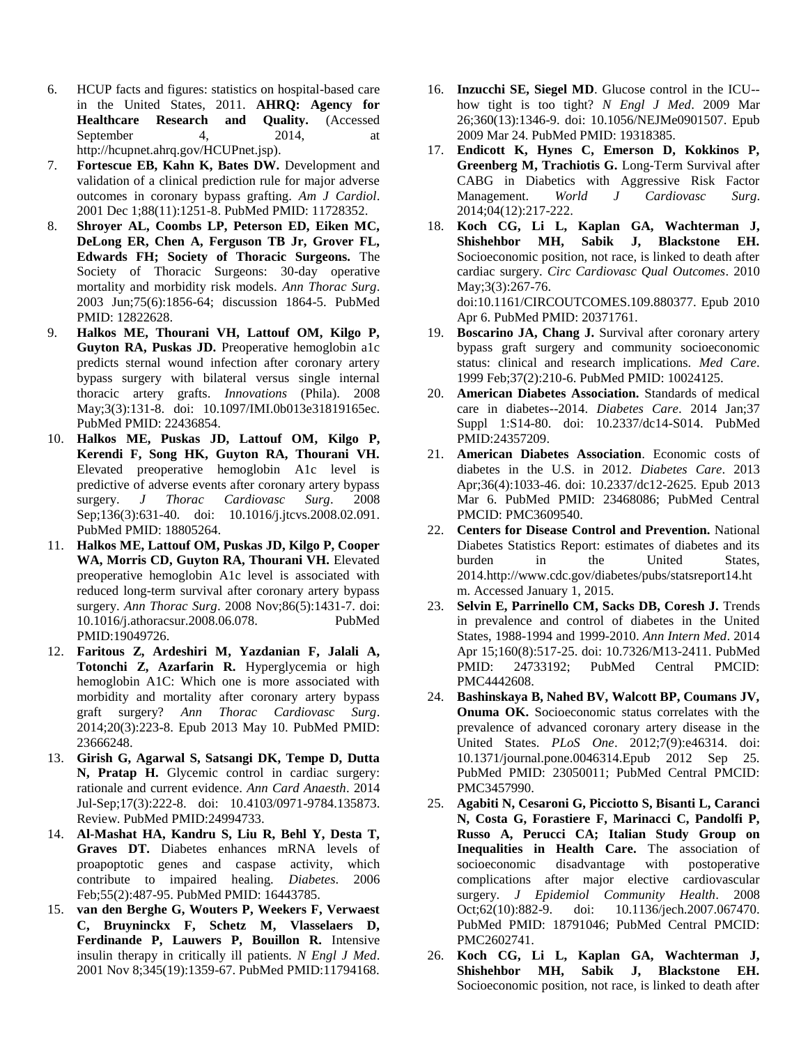6. HCUP facts and figures: statistics on hospital-based care in the United States, 2011. **AHRQ: Agency for Healthcare Research and Quality.** (Accessed September 4, 2014, at http://hcupnet.ahrq.gov/HCUPnet.jsp).
7. **Fortescue EB, Kahn K, Bates DW.** Development and validation of a clinical prediction rule for major adverse outcomes in coronary bypass grafting. *Am J Cardiol*. 2001 Dec 1;88(11):1251-8. PubMed PMID: 11728352.
8. **Shroyer AL, Coombs LP, Peterson ED, Eiken MC, DeLong ER, Chen A, Ferguson TB Jr, Grover FL, Edwards FH; Society of Thoracic Surgeons.** The Society of Thoracic Surgeons: 30-day operative mortality and morbidity risk models. *Ann Thorac Surg*. 2003 Jun;75(6):1856-64; discussion 1864-5. PubMed PMID: 12822628.
9. **Halkos ME, Thourani VH, Lattouf OM, Kilgo P, Guyton RA, Puskas JD.** Preoperative hemoglobin a1c predicts sternal wound infection after coronary artery bypass surgery with bilateral versus single internal thoracic artery grafts. *Innovations* (Phila). 2008 May;3(3):131-8. doi: 10.1097/IMI.0b013e31819165ec. PubMed PMID: 22436854.
10. **Halkos ME, Puskas JD, Lattouf OM, Kilgo P, Kerendi F, Song HK, Guyton RA, Thourani VH.** Elevated preoperative hemoglobin A1c level is predictive of adverse events after coronary artery bypass surgery. *J Thorac Cardiovasc Surg*. 2008 Sep;136(3):631-40. doi: 10.1016/j.jtcvs.2008.02.091. PubMed PMID: 18805264.
11. **Halkos ME, Lattouf OM, Puskas JD, Kilgo P, Cooper WA, Morris CD, Guyton RA, Thourani VH.** Elevated preoperative hemoglobin A1c level is associated with reduced long-term survival after coronary artery bypass surgery. *Ann Thorac Surg*. 2008 Nov;86(5):1431-7. doi: 10.1016/j.athoracsur.2008.06.078. PubMed PMID:19049726.
12. **Faritous Z, Ardeshiri M, Yazdanian F, Jalali A, Totonchi Z, Azarfarin R.** Hyperglycemia or high hemoglobin A1C: Which one is more associated with morbidity and mortality after coronary artery bypass graft surgery? *Ann Thorac Cardiovasc Surg*. 2014;20(3):223-8. Epub 2013 May 10. PubMed PMID: 23666248.
13. **Girish G, Agarwal S, Satsangi DK, Tempe D, Dutta N, Pratap H.** Glycemic control in cardiac surgery: rationale and current evidence. *Ann Card Anaesth*. 2014 Jul-Sep;17(3):222-8. doi: 10.4103/0971-9784.135873. Review. PubMed PMID:24994733.
14. **Al-Mashat HA, Kandru S, Liu R, Behl Y, Desta T, Graves DT.** Diabetes enhances mRNA levels of proapoptotic genes and caspase activity, which contribute to impaired healing. *Diabetes*. 2006 Feb;55(2):487-95. PubMed PMID: 16443785.
15. **van den Berghe G, Wouters P, Weekers F, Verwaest C, Bruyninckx F, Schetz M, Vlasselaers D, Ferdinande P, Lauwers P, Bouillon R.** Intensive insulin therapy in critically ill patients. *N Engl J Med*. 2001 Nov 8;345(19):1359-67. PubMed PMID:11794168.
16. **Inzucchi SE, Siegel MD**. Glucose control in the ICU--how tight is too tight? *N Engl J Med*. 2009 Mar 26;360(13):1346-9. doi: 10.1056/NEJMe0901507. Epub 2009 Mar 24. PubMed PMID: 19318385.
17. **Endicott K, Hynes C, Emerson D, Kokkinos P, Greenberg M, Trachiotis G.** Long-Term Survival after CABG in Diabetics with Aggressive Risk Factor Management. *World J Cardiovasc Surg*. 2014;04(12):217-222.
18. **Koch CG, Li L, Kaplan GA, Wachterman J, Shishehbor MH, Sabik J, Blackstone EH.** Socioeconomic position, not race, is linked to death after cardiac surgery. *Circ Cardiovasc Qual Outcomes*. 2010 May;3(3):267-76. doi:10.1161/CIRCOUTCOMES.109.880377. Epub 2010 Apr 6. PubMed PMID: 20371761.
19. **Boscarino JA, Chang J.** Survival after coronary artery bypass graft surgery and community socioeconomic status: clinical and research implications. *Med Care*. 1999 Feb;37(2):210-6. PubMed PMID: 10024125.
20. **American Diabetes Association.** Standards of medical care in diabetes--2014. *Diabetes Care*. 2014 Jan;37 Suppl 1:S14-80. doi: 10.2337/dc14-S014. PubMed PMID:24357209.
21. **American Diabetes Association**. Economic costs of diabetes in the U.S. in 2012. *Diabetes Care*. 2013 Apr;36(4):1033-46. doi: 10.2337/dc12-2625. Epub 2013 Mar 6. PubMed PMID: 23468086; PubMed Central PMCID: PMC3609540.
22. **Centers for Disease Control and Prevention.** National Diabetes Statistics Report: estimates of diabetes and its burden in the United States, 2014.http://www.cdc.gov/diabetes/pubs/statsreport14.htm. Accessed January 1, 2015.
23. **Selvin E, Parrinello CM, Sacks DB, Coresh J.** Trends in prevalence and control of diabetes in the United States, 1988-1994 and 1999-2010. *Ann Intern Med*. 2014 Apr 15;160(8):517-25. doi: 10.7326/M13-2411. PubMed PMID: 24733192; PubMed Central PMCID: PMC4442608.
24. **Bashinskaya B, Nahed BV, Walcott BP, Coumans JV, Onuma OK.** Socioeconomic status correlates with the prevalence of advanced coronary artery disease in the United States. *PLoS One*. 2012;7(9):e46314. doi: 10.1371/journal.pone.0046314.Epub 2012 Sep 25. PubMed PMID: 23050011; PubMed Central PMCID: PMC3457990.
25. **Agabiti N, Cesaroni G, Picciotto S, Bisanti L, Caranci N, Costa G, Forastiere F, Marinacci C, Pandolfi P, Russo A, Perucci CA; Italian Study Group on Inequalities in Health Care.** The association of socioeconomic disadvantage with postoperative complications after major elective cardiovascular surgery. *J Epidemiol Community Health*. 2008 Oct;62(10):882-9. doi: 10.1136/jech.2007.067470. PubMed PMID: 18791046; PubMed Central PMCID: PMC2602741.
26. **Koch CG, Li L, Kaplan GA, Wachterman J, Shishehbor MH, Sabik J, Blackstone EH.** Socioeconomic position, not race, is linked to death after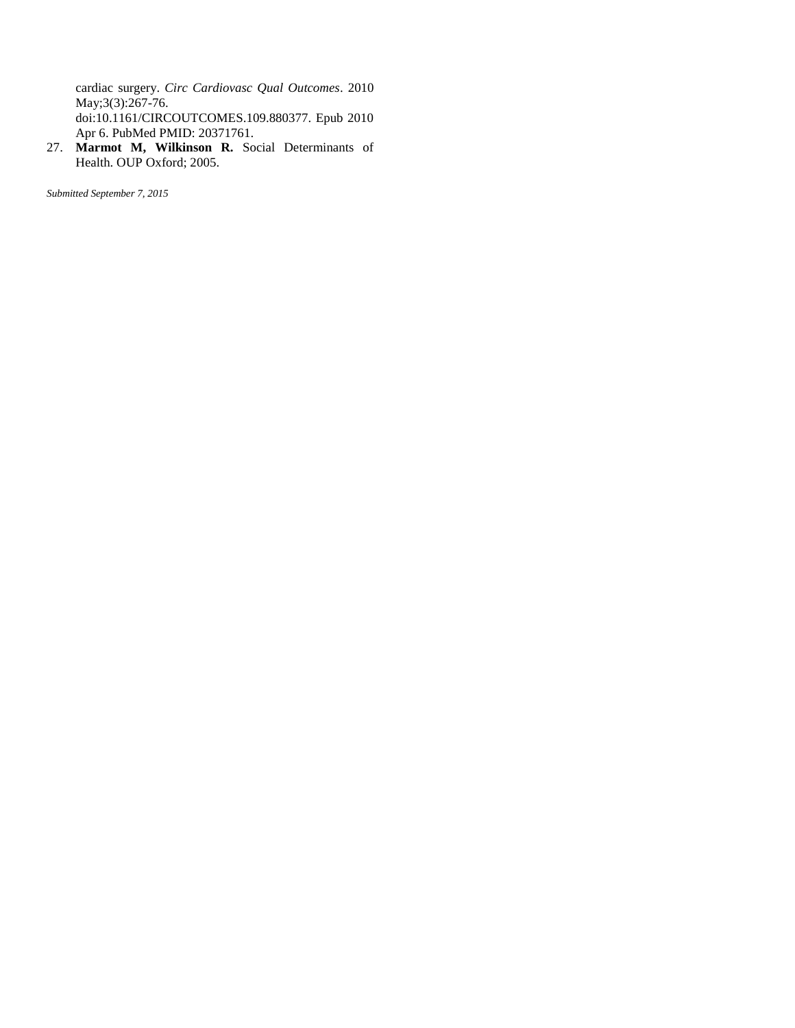cardiac surgery. *Circ Cardiovasc Qual Outcomes*. 2010 May;3(3):267-76. doi:10.1161/CIRCOUTCOMES.109.880377. Epub 2010 Apr 6. PubMed PMID: 20371761.

27. **Marmot M, Wilkinson R.** Social Determinants of Health. OUP Oxford; 2005.

*Submitted September 7, 2015*